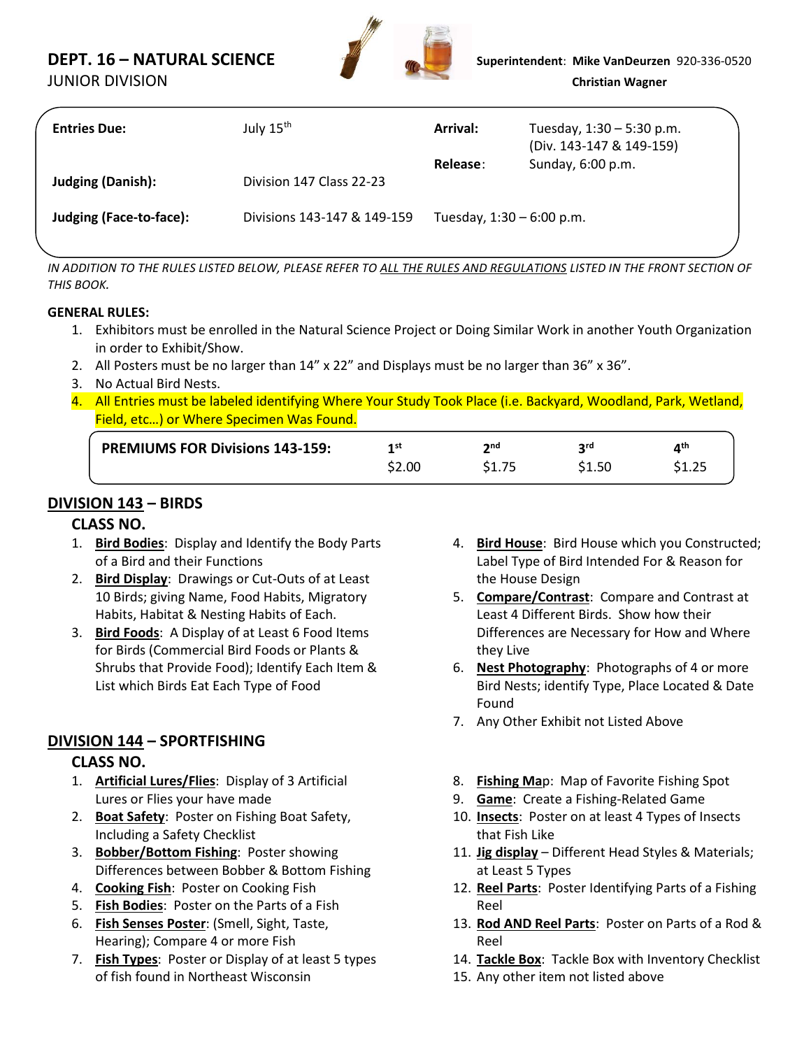## DEPT. 16 – NATURAL SCIENCE

JUNIOR DIVISION

**Superintendent**: **Mike VanDeurzen** 920-336-0520
**Christian Wagner**

| | | | |
|---|---|---|---|
| **Entries Due:** | July 15th | **Arrival:** | Tuesday, 1:30 – 5:30 p.m. (Div. 143-147 & 149-159) |
| | | **Release**: | Sunday, 6:00 p.m. |
| **Judging (Danish):** | Division 147 Class 22-23 | | |
| **Judging (Face-to-face):** | Divisions 143-147 & 149-159 | Tuesday, 1:30 – 6:00 p.m. | |

*IN ADDITION TO THE RULES LISTED BELOW, PLEASE REFER TO ALL THE RULES AND REGULATIONS LISTED IN THE FRONT SECTION OF THIS BOOK.*

**GENERAL RULES:**

1. Exhibitors must be enrolled in the Natural Science Project or Doing Similar Work in another Youth Organization in order to Exhibit/Show.
2. All Posters must be no larger than 14" x 22" and Displays must be no larger than 36" x 36".
3. No Actual Bird Nests.
4. All Entries must be labeled identifying Where Your Study Took Place (i.e. Backyard, Woodland, Park, Wetland, Field, etc…) or Where Specimen Was Found.

| **PREMIUMS FOR Divisions 143-159:** | 1st | 2nd | 3rd | 4th |
|---|---|---|---|---|
| | $2.00 | $1.75 | $1.50 | $1.25 |

### DIVISION 143 – BIRDS

**CLASS NO.**

1. **Bird Bodies**: Display and Identify the Body Parts of a Bird and their Functions
2. **Bird Display**: Drawings or Cut-Outs of at Least 10 Birds; giving Name, Food Habits, Migratory Habits, Habitat & Nesting Habits of Each.
3. **Bird Foods**: A Display of at Least 6 Food Items for Birds (Commercial Bird Foods or Plants & Shrubs that Provide Food); Identify Each Item & List which Birds Eat Each Type of Food
4. **Bird House**: Bird House which you Constructed; Label Type of Bird Intended For & Reason for the House Design
5. **Compare/Contrast**: Compare and Contrast at Least 4 Different Birds. Show how their Differences are Necessary for How and Where they Live
6. **Nest Photography**: Photographs of 4 or more Bird Nests; identify Type, Place Located & Date Found
7. Any Other Exhibit not Listed Above

### DIVISION 144 – SPORTFISHING

**CLASS NO.**

1. **Artificial Lures/Flies**: Display of 3 Artificial Lures or Flies your have made
2. **Boat Safety**: Poster on Fishing Boat Safety, Including a Safety Checklist
3. **Bobber/Bottom Fishing**: Poster showing Differences between Bobber & Bottom Fishing
4. **Cooking Fish**: Poster on Cooking Fish
5. **Fish Bodies**: Poster on the Parts of a Fish
6. **Fish Senses Poster**: (Smell, Sight, Taste, Hearing); Compare 4 or more Fish
7. **Fish Types**: Poster or Display of at least 5 types of fish found in Northeast Wisconsin
8. **Fishing Map**: Map of Favorite Fishing Spot
9. **Game**: Create a Fishing-Related Game
10. **Insects**: Poster on at least 4 Types of Insects that Fish Like
11. **Jig display** – Different Head Styles & Materials; at Least 5 Types
12. **Reel Parts**: Poster Identifying Parts of a Fishing Reel
13. **Rod AND Reel Parts**: Poster on Parts of a Rod & Reel
14. **Tackle Box**: Tackle Box with Inventory Checklist
15. Any other item not listed above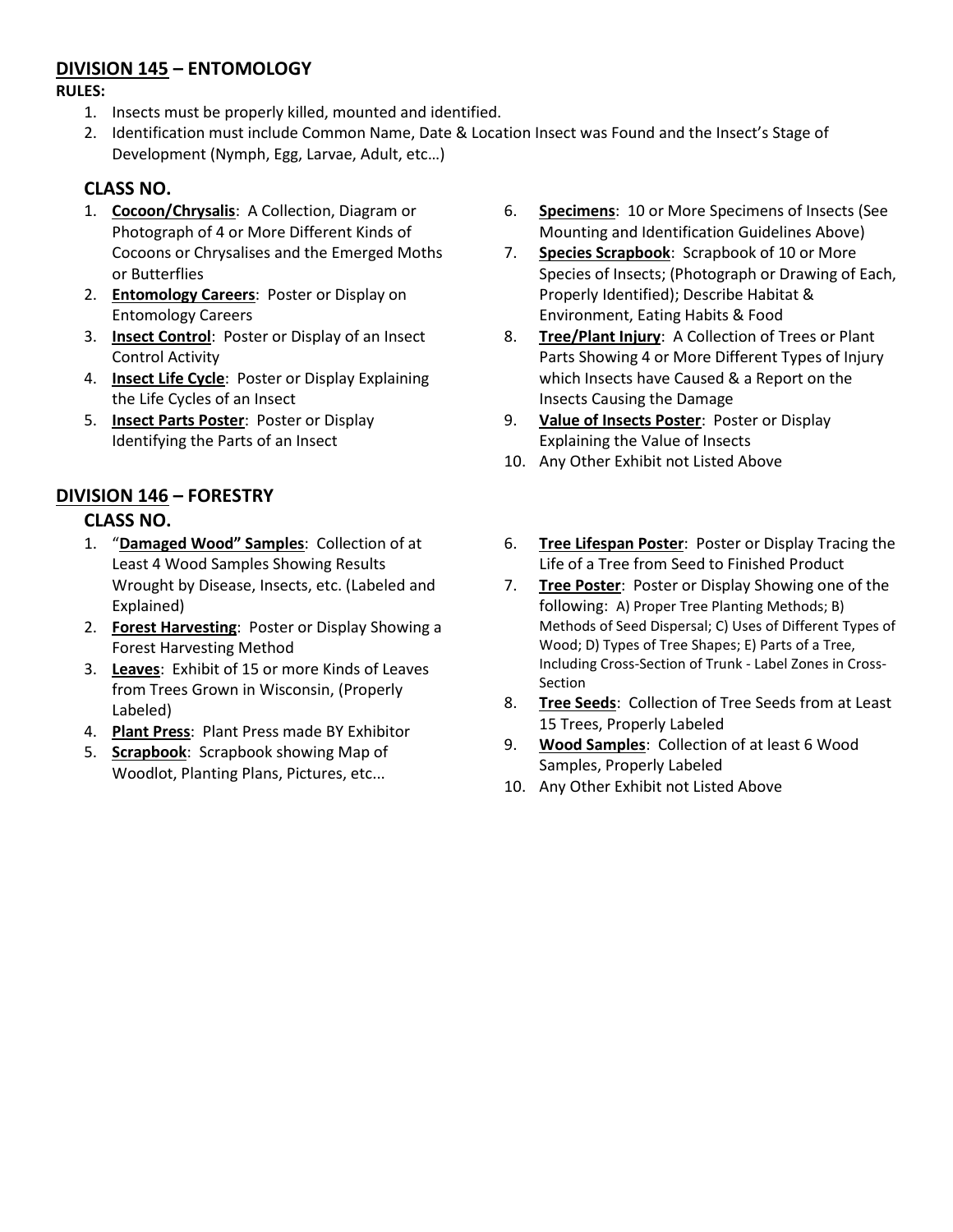## DIVISION 145 – ENTOMOLOGY

**RULES:**

1. Insects must be properly killed, mounted and identified.
2. Identification must include Common Name, Date & Location Insect was Found and the Insect's Stage of Development (Nymph, Egg, Larvae, Adult, etc…)

### CLASS NO.

1. **Cocoon/Chrysalis**: A Collection, Diagram or Photograph of 4 or More Different Kinds of Cocoons or Chrysalises and the Emerged Moths or Butterflies
2. **Entomology Careers**: Poster or Display on Entomology Careers
3. **Insect Control**: Poster or Display of an Insect Control Activity
4. **Insect Life Cycle**: Poster or Display Explaining the Life Cycles of an Insect
5. **Insect Parts Poster**: Poster or Display Identifying the Parts of an Insect
6. **Specimens**: 10 or More Specimens of Insects (See Mounting and Identification Guidelines Above)
7. **Species Scrapbook**: Scrapbook of 10 or More Species of Insects; (Photograph or Drawing of Each, Properly Identified); Describe Habitat & Environment, Eating Habits & Food
8. **Tree/Plant Injury**: A Collection of Trees or Plant Parts Showing 4 or More Different Types of Injury which Insects have Caused & a Report on the Insects Causing the Damage
9. **Value of Insects Poster**: Poster or Display Explaining the Value of Insects
10. Any Other Exhibit not Listed Above

## DIVISION 146 – FORESTRY

### CLASS NO.

1. "**Damaged Wood" Samples**: Collection of at Least 4 Wood Samples Showing Results Wrought by Disease, Insects, etc. (Labeled and Explained)
2. **Forest Harvesting**: Poster or Display Showing a Forest Harvesting Method
3. **Leaves**: Exhibit of 15 or more Kinds of Leaves from Trees Grown in Wisconsin, (Properly Labeled)
4. **Plant Press**: Plant Press made BY Exhibitor
5. **Scrapbook**: Scrapbook showing Map of Woodlot, Planting Plans, Pictures, etc...
6. **Tree Lifespan Poster**: Poster or Display Tracing the Life of a Tree from Seed to Finished Product
7. **Tree Poster**: Poster or Display Showing one of the following: A) Proper Tree Planting Methods; B) Methods of Seed Dispersal; C) Uses of Different Types of Wood; D) Types of Tree Shapes; E) Parts of a Tree, Including Cross-Section of Trunk - Label Zones in Cross-Section
8. **Tree Seeds**: Collection of Tree Seeds from at Least 15 Trees, Properly Labeled
9. **Wood Samples**: Collection of at least 6 Wood Samples, Properly Labeled
10. Any Other Exhibit not Listed Above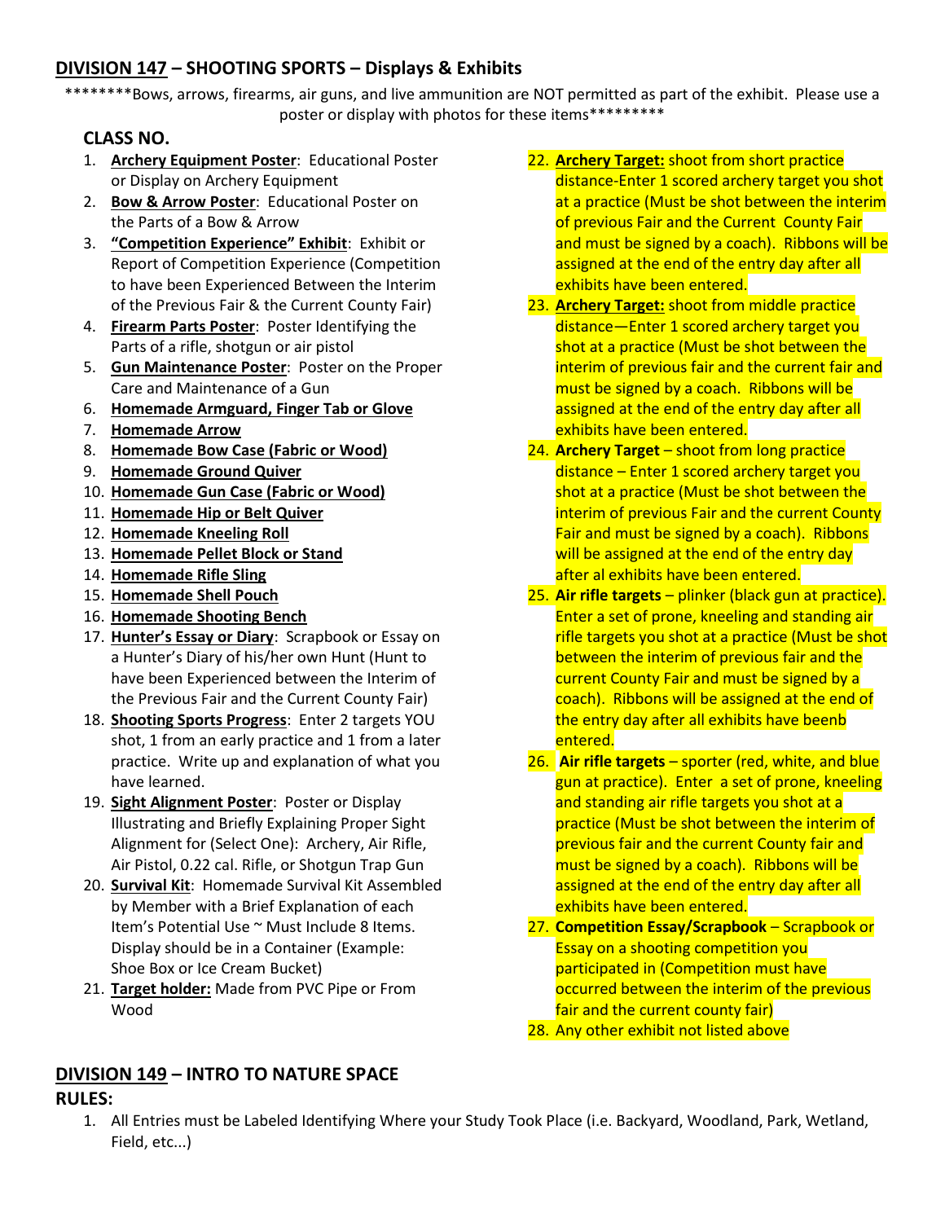## DIVISION 147 – SHOOTING SPORTS – Displays & Exhibits

********Bows, arrows, firearms, air guns, and live ammunition are NOT permitted as part of the exhibit. Please use a poster or display with photos for these items*********

### CLASS NO.

1. **Archery Equipment Poster**: Educational Poster or Display on Archery Equipment
2. **Bow & Arrow Poster**: Educational Poster on the Parts of a Bow & Arrow
3. **"Competition Experience" Exhibit**: Exhibit or Report of Competition Experience (Competition to have been Experienced Between the Interim of the Previous Fair & the Current County Fair)
4. **Firearm Parts Poster**: Poster Identifying the Parts of a rifle, shotgun or air pistol
5. **Gun Maintenance Poster**: Poster on the Proper Care and Maintenance of a Gun
6. **Homemade Armguard, Finger Tab or Glove**
7. **Homemade Arrow**
8. **Homemade Bow Case (Fabric or Wood)**
9. **Homemade Ground Quiver**
10. **Homemade Gun Case (Fabric or Wood)**
11. **Homemade Hip or Belt Quiver**
12. **Homemade Kneeling Roll**
13. **Homemade Pellet Block or Stand**
14. **Homemade Rifle Sling**
15. **Homemade Shell Pouch**
16. **Homemade Shooting Bench**
17. **Hunter's Essay or Diary**: Scrapbook or Essay on a Hunter's Diary of his/her own Hunt (Hunt to have been Experienced between the Interim of the Previous Fair and the Current County Fair)
18. **Shooting Sports Progress**: Enter 2 targets YOU shot, 1 from an early practice and 1 from a later practice. Write up and explanation of what you have learned.
19. **Sight Alignment Poster**: Poster or Display Illustrating and Briefly Explaining Proper Sight Alignment for (Select One): Archery, Air Rifle, Air Pistol, 0.22 cal. Rifle, or Shotgun Trap Gun
20. **Survival Kit**: Homemade Survival Kit Assembled by Member with a Brief Explanation of each Item's Potential Use ~ Must Include 8 Items. Display should be in a Container (Example: Shoe Box or Ice Cream Bucket)
21. **Target holder:** Made from PVC Pipe or From Wood
22. **Archery Target:** shoot from short practice distance-Enter 1 scored archery target you shot at a practice (Must be shot between the interim of previous Fair and the Current County Fair and must be signed by a coach). Ribbons will be assigned at the end of the entry day after all exhibits have been entered.
23. **Archery Target:** shoot from middle practice distance—Enter 1 scored archery target you shot at a practice (Must be shot between the interim of previous fair and the current fair and must be signed by a coach. Ribbons will be assigned at the end of the entry day after all exhibits have been entered.
24. **Archery Target** – shoot from long practice distance – Enter 1 scored archery target you shot at a practice (Must be shot between the interim of previous Fair and the current County Fair and must be signed by a coach). Ribbons will be assigned at the end of the entry day after al exhibits have been entered.
25. **Air rifle targets** – plinker (black gun at practice). Enter a set of prone, kneeling and standing air rifle targets you shot at a practice (Must be shot between the interim of previous fair and the current County Fair and must be signed by a coach). Ribbons will be assigned at the end of the entry day after all exhibits have beenb entered.
26. **Air rifle targets** – sporter (red, white, and blue gun at practice). Enter a set of prone, kneeling and standing air rifle targets you shot at a practice (Must be shot between the interim of previous fair and the current County fair and must be signed by a coach). Ribbons will be assigned at the end of the entry day after all exhibits have been entered.
27. **Competition Essay/Scrapbook** – Scrapbook or Essay on a shooting competition you participated in (Competition must have occurred between the interim of the previous fair and the current county fair)
28. Any other exhibit not listed above

## DIVISION 149 – INTRO TO NATURE SPACE

### RULES:

1. All Entries must be Labeled Identifying Where your Study Took Place (i.e. Backyard, Woodland, Park, Wetland, Field, etc...)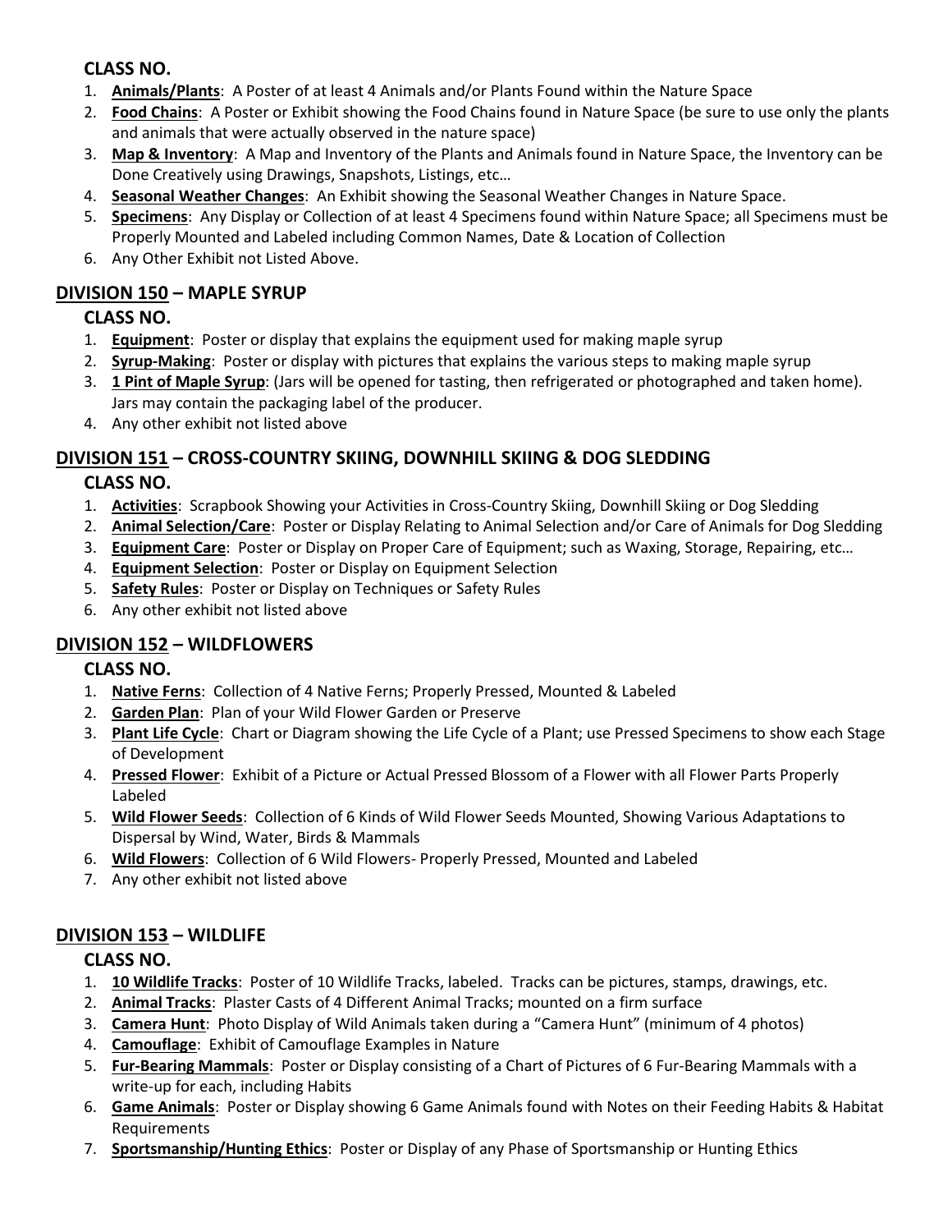**CLASS NO.**

1. **Animals/Plants**: A Poster of at least 4 Animals and/or Plants Found within the Nature Space
2. **Food Chains**: A Poster or Exhibit showing the Food Chains found in Nature Space (be sure to use only the plants and animals that were actually observed in the nature space)
3. **Map & Inventory**: A Map and Inventory of the Plants and Animals found in Nature Space, the Inventory can be Done Creatively using Drawings, Snapshots, Listings, etc…
4. **Seasonal Weather Changes**: An Exhibit showing the Seasonal Weather Changes in Nature Space.
5. **Specimens**: Any Display or Collection of at least 4 Specimens found within Nature Space; all Specimens must be Properly Mounted and Labeled including Common Names, Date & Location of Collection
6. Any Other Exhibit not Listed Above.

## DIVISION 150 – MAPLE SYRUP

**CLASS NO.**

1. **Equipment**: Poster or display that explains the equipment used for making maple syrup
2. **Syrup-Making**: Poster or display with pictures that explains the various steps to making maple syrup
3. **1 Pint of Maple Syrup**: (Jars will be opened for tasting, then refrigerated or photographed and taken home). Jars may contain the packaging label of the producer.
4. Any other exhibit not listed above

## DIVISION 151 – CROSS-COUNTRY SKIING, DOWNHILL SKIING & DOG SLEDDING

**CLASS NO.**

1. **Activities**: Scrapbook Showing your Activities in Cross-Country Skiing, Downhill Skiing or Dog Sledding
2. **Animal Selection/Care**: Poster or Display Relating to Animal Selection and/or Care of Animals for Dog Sledding
3. **Equipment Care**: Poster or Display on Proper Care of Equipment; such as Waxing, Storage, Repairing, etc…
4. **Equipment Selection**: Poster or Display on Equipment Selection
5. **Safety Rules**: Poster or Display on Techniques or Safety Rules
6. Any other exhibit not listed above

## DIVISION 152 – WILDFLOWERS

**CLASS NO.**

1. **Native Ferns**: Collection of 4 Native Ferns; Properly Pressed, Mounted & Labeled
2. **Garden Plan**: Plan of your Wild Flower Garden or Preserve
3. **Plant Life Cycle**: Chart or Diagram showing the Life Cycle of a Plant; use Pressed Specimens to show each Stage of Development
4. **Pressed Flower**: Exhibit of a Picture or Actual Pressed Blossom of a Flower with all Flower Parts Properly Labeled
5. **Wild Flower Seeds**: Collection of 6 Kinds of Wild Flower Seeds Mounted, Showing Various Adaptations to Dispersal by Wind, Water, Birds & Mammals
6. **Wild Flowers**: Collection of 6 Wild Flowers- Properly Pressed, Mounted and Labeled
7. Any other exhibit not listed above

## DIVISION 153 – WILDLIFE

**CLASS NO.**

1. **10 Wildlife Tracks**: Poster of 10 Wildlife Tracks, labeled. Tracks can be pictures, stamps, drawings, etc.
2. **Animal Tracks**: Plaster Casts of 4 Different Animal Tracks; mounted on a firm surface
3. **Camera Hunt**: Photo Display of Wild Animals taken during a "Camera Hunt" (minimum of 4 photos)
4. **Camouflage**: Exhibit of Camouflage Examples in Nature
5. **Fur-Bearing Mammals**: Poster or Display consisting of a Chart of Pictures of 6 Fur-Bearing Mammals with a write-up for each, including Habits
6. **Game Animals**: Poster or Display showing 6 Game Animals found with Notes on their Feeding Habits & Habitat Requirements
7. **Sportsmanship/Hunting Ethics**: Poster or Display of any Phase of Sportsmanship or Hunting Ethics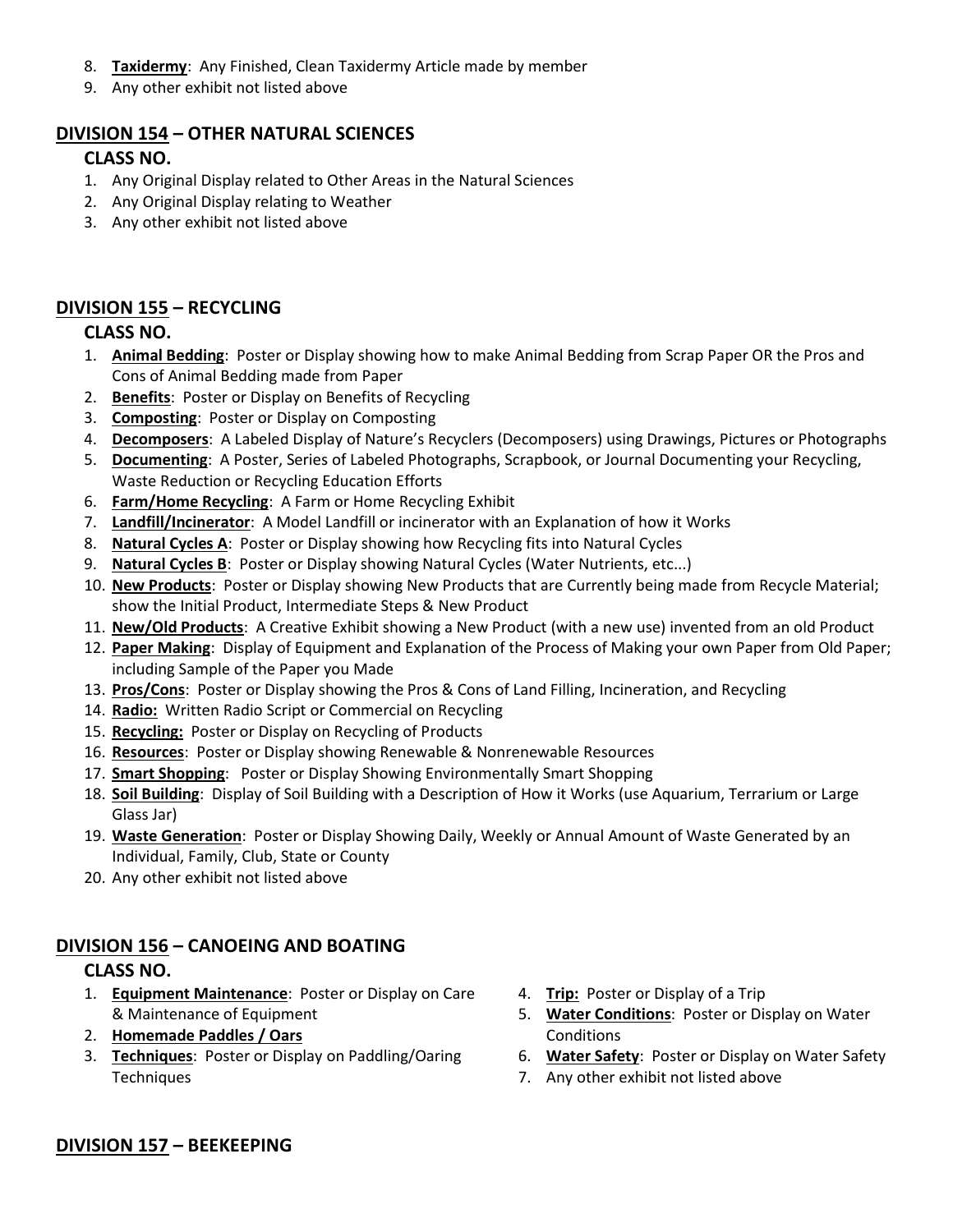8. **Taxidermy**: Any Finished, Clean Taxidermy Article made by member
9. Any other exhibit not listed above

## DIVISION 154 – OTHER NATURAL SCIENCES

### CLASS NO.

1. Any Original Display related to Other Areas in the Natural Sciences
2. Any Original Display relating to Weather
3. Any other exhibit not listed above

## DIVISION 155 – RECYCLING

### CLASS NO.

1. **Animal Bedding**: Poster or Display showing how to make Animal Bedding from Scrap Paper OR the Pros and Cons of Animal Bedding made from Paper
2. **Benefits**: Poster or Display on Benefits of Recycling
3. **Composting**: Poster or Display on Composting
4. **Decomposers**: A Labeled Display of Nature's Recyclers (Decomposers) using Drawings, Pictures or Photographs
5. **Documenting**: A Poster, Series of Labeled Photographs, Scrapbook, or Journal Documenting your Recycling, Waste Reduction or Recycling Education Efforts
6. **Farm/Home Recycling**: A Farm or Home Recycling Exhibit
7. **Landfill/Incinerator**: A Model Landfill or incinerator with an Explanation of how it Works
8. **Natural Cycles A**: Poster or Display showing how Recycling fits into Natural Cycles
9. **Natural Cycles B**: Poster or Display showing Natural Cycles (Water Nutrients, etc...)
10. **New Products**: Poster or Display showing New Products that are Currently being made from Recycle Material; show the Initial Product, Intermediate Steps & New Product
11. **New/Old Products**: A Creative Exhibit showing a New Product (with a new use) invented from an old Product
12. **Paper Making**: Display of Equipment and Explanation of the Process of Making your own Paper from Old Paper; including Sample of the Paper you Made
13. **Pros/Cons**: Poster or Display showing the Pros & Cons of Land Filling, Incineration, and Recycling
14. **Radio:** Written Radio Script or Commercial on Recycling
15. **Recycling:** Poster or Display on Recycling of Products
16. **Resources**: Poster or Display showing Renewable & Nonrenewable Resources
17. **Smart Shopping**: Poster or Display Showing Environmentally Smart Shopping
18. **Soil Building**: Display of Soil Building with a Description of How it Works (use Aquarium, Terrarium or Large Glass Jar)
19. **Waste Generation**: Poster or Display Showing Daily, Weekly or Annual Amount of Waste Generated by an Individual, Family, Club, State or County
20. Any other exhibit not listed above

## DIVISION 156 – CANOEING AND BOATING

### CLASS NO.

1. **Equipment Maintenance**: Poster or Display on Care & Maintenance of Equipment
2. **Homemade Paddles / Oars**
3. **Techniques**: Poster or Display on Paddling/Oaring Techniques
4. **Trip:** Poster or Display of a Trip
5. **Water Conditions**: Poster or Display on Water Conditions
6. **Water Safety**: Poster or Display on Water Safety
7. Any other exhibit not listed above

## DIVISION 157 – BEEKEEPING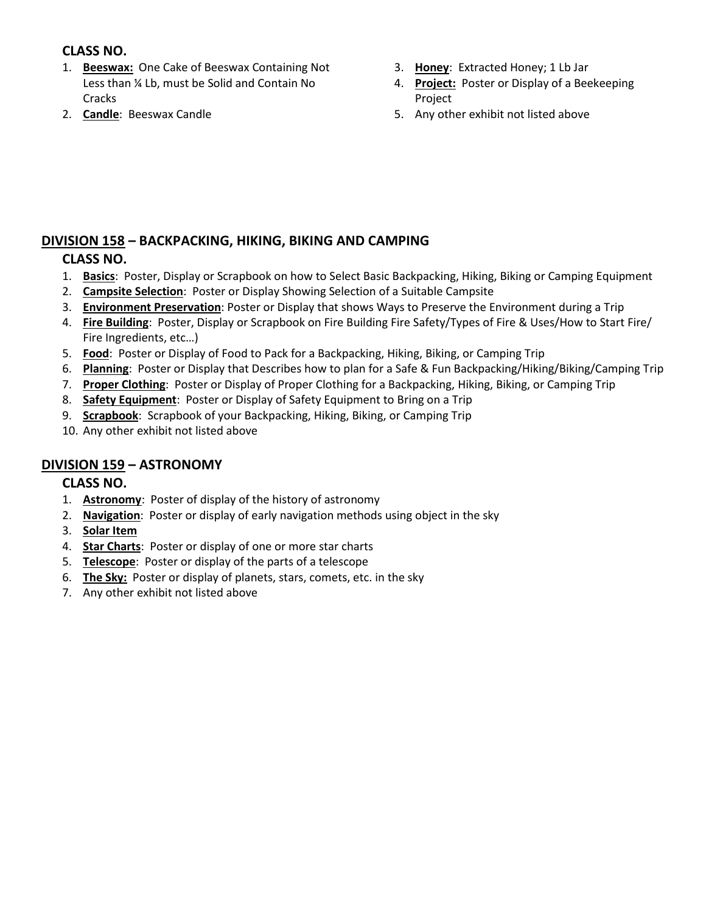**CLASS NO.**

1. **Beeswax:** One Cake of Beeswax Containing Not Less than ¼ Lb, must be Solid and Contain No Cracks
2. **Candle**: Beeswax Candle
3. **Honey**: Extracted Honey; 1 Lb Jar
4. **Project:** Poster or Display of a Beekeeping Project
5. Any other exhibit not listed above

## DIVISION 158 – BACKPACKING, HIKING, BIKING AND CAMPING

**CLASS NO.**

1. **Basics**: Poster, Display or Scrapbook on how to Select Basic Backpacking, Hiking, Biking or Camping Equipment
2. **Campsite Selection**: Poster or Display Showing Selection of a Suitable Campsite
3. **Environment Preservation**: Poster or Display that shows Ways to Preserve the Environment during a Trip
4. **Fire Building**: Poster, Display or Scrapbook on Fire Building Fire Safety/Types of Fire & Uses/How to Start Fire/ Fire Ingredients, etc…)
5. **Food**: Poster or Display of Food to Pack for a Backpacking, Hiking, Biking, or Camping Trip
6. **Planning**: Poster or Display that Describes how to plan for a Safe & Fun Backpacking/Hiking/Biking/Camping Trip
7. **Proper Clothing**: Poster or Display of Proper Clothing for a Backpacking, Hiking, Biking, or Camping Trip
8. **Safety Equipment**: Poster or Display of Safety Equipment to Bring on a Trip
9. **Scrapbook**: Scrapbook of your Backpacking, Hiking, Biking, or Camping Trip
10. Any other exhibit not listed above

## DIVISION 159 – ASTRONOMY

**CLASS NO.**

1. **Astronomy**: Poster of display of the history of astronomy
2. **Navigation**: Poster or display of early navigation methods using object in the sky
3. **Solar Item**
4. **Star Charts**: Poster or display of one or more star charts
5. **Telescope**: Poster or display of the parts of a telescope
6. **The Sky:** Poster or display of planets, stars, comets, etc. in the sky
7. Any other exhibit not listed above